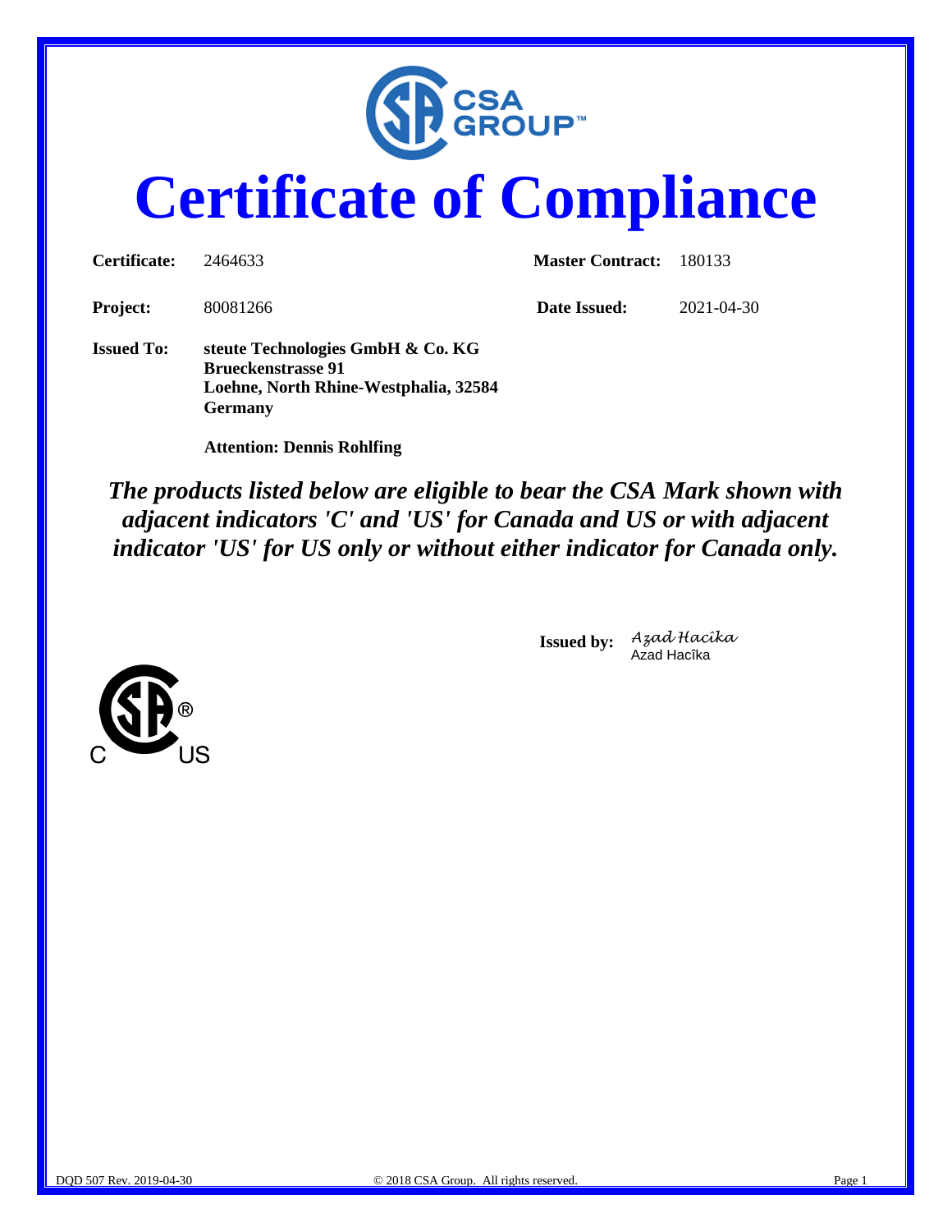# Certificate of Compliance

| | | | |
|---|---|---|---|
| **Certificate:** | 2464633 | **Master Contract:** | 180133 |
| **Project:** | 80081266 | **Date Issued:** | 2021-04-30 |

**Issued To:** **steute Technologies GmbH & Co. KG**
**Brueckenstrasse 91**
**Loehne, North Rhine-Westphalia, 32584**
**Germany**

**Attention: Dennis Rohlfing**

***The products listed below are eligible to bear the CSA Mark shown with adjacent indicators 'C' and 'US' for Canada and US or with adjacent indicator 'US' for US only or without either indicator for Canada only.***

**Issued by:** *Azad Hacîka*
Azad Hacîka

C US

DQD 507 Rev. 2019-04-30 © 2018 CSA Group. All rights reserved.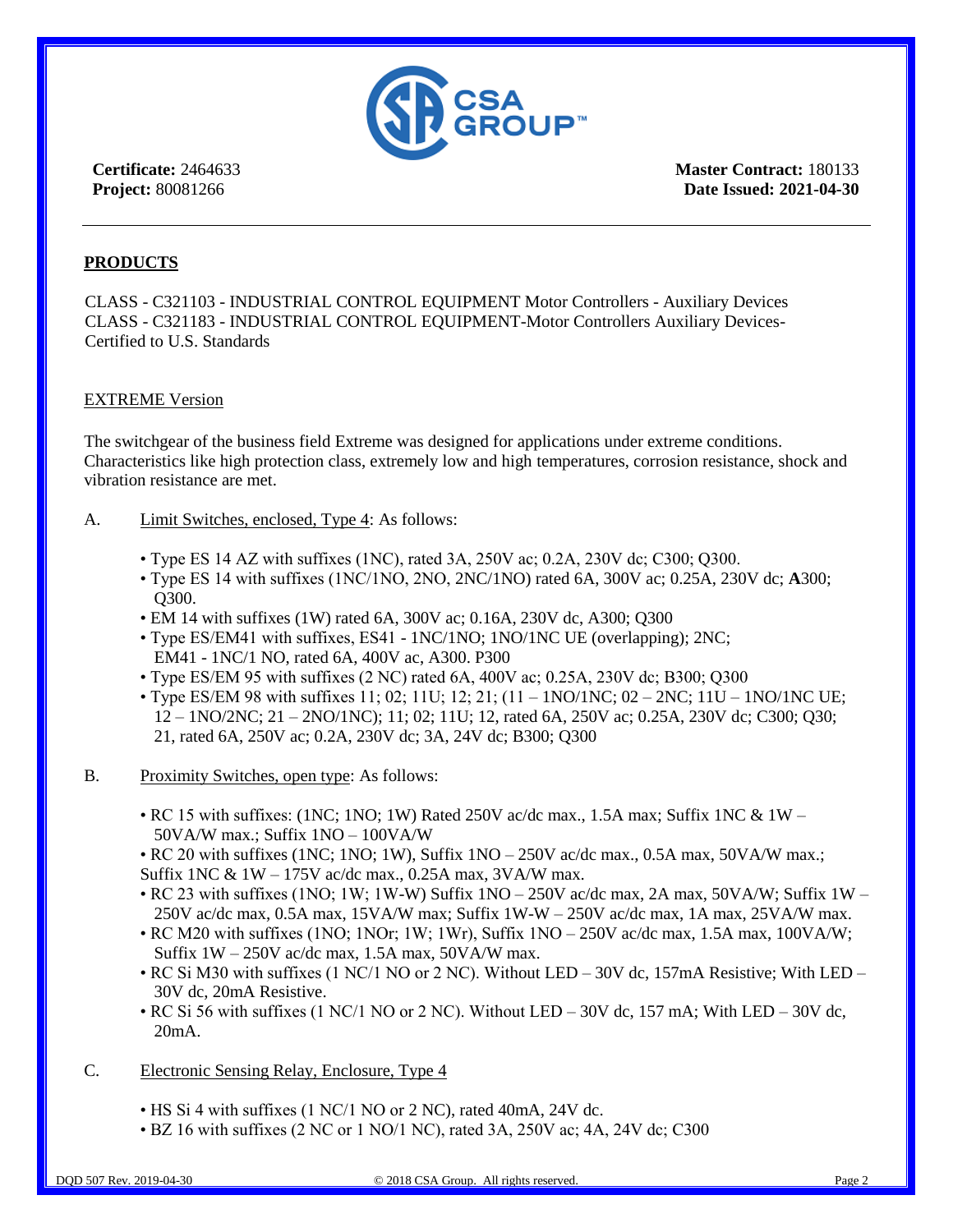**Certificate:** 2464633
**Project:** 80081266

**Master Contract:** 180133
**Date Issued: 2021-04-30**

---

## PRODUCTS

CLASS - C321103 - INDUSTRIAL CONTROL EQUIPMENT Motor Controllers - Auxiliary Devices
CLASS - C321183 - INDUSTRIAL CONTROL EQUIPMENT-Motor Controllers Auxiliary Devices-Certified to U.S. Standards

### EXTREME Version

The switchgear of the business field Extreme was designed for applications under extreme conditions. Characteristics like high protection class, extremely low and high temperatures, corrosion resistance, shock and vibration resistance are met.

A. Limit Switches, enclosed, Type 4: As follows:

- Type ES 14 AZ with suffixes (1NC), rated 3A, 250V ac; 0.2A, 230V dc; C300; Q300.
- Type ES 14 with suffixes (1NC/1NO, 2NO, 2NC/1NO) rated 6A, 300V ac; 0.25A, 230V dc; **A**300; Q300.
- EM 14 with suffixes (1W) rated 6A, 300V ac; 0.16A, 230V dc, A300; Q300
- Type ES/EM41 with suffixes, ES41 - 1NC/1NO; 1NO/1NC UE (overlapping); 2NC; EM41 - 1NC/1 NO, rated 6A, 400V ac, A300. P300
- Type ES/EM 95 with suffixes (2 NC) rated 6A, 400V ac; 0.25A, 230V dc; B300; Q300
- Type ES/EM 98 with suffixes 11; 02; 11U; 12; 21; (11 – 1NO/1NC; 02 – 2NC; 11U – 1NO/1NC UE; 12 – 1NO/2NC; 21 – 2NO/1NC); 11; 02; 11U; 12, rated 6A, 250V ac; 0.25A, 230V dc; C300; Q30; 21, rated 6A, 250V ac; 0.2A, 230V dc; 3A, 24V dc; B300; Q300

B. Proximity Switches, open type: As follows:

- RC 15 with suffixes: (1NC; 1NO; 1W) Rated 250V ac/dc max., 1.5A max; Suffix 1NC & 1W – 50VA/W max.; Suffix 1NO – 100VA/W
- RC 20 with suffixes (1NC; 1NO; 1W), Suffix 1NO – 250V ac/dc max., 0.5A max, 50VA/W max.; Suffix 1NC & 1W – 175V ac/dc max., 0.25A max, 3VA/W max.
- RC 23 with suffixes (1NO; 1W; 1W-W) Suffix 1NO – 250V ac/dc max, 2A max, 50VA/W; Suffix 1W – 250V ac/dc max, 0.5A max, 15VA/W max; Suffix 1W-W – 250V ac/dc max, 1A max, 25VA/W max.
- RC M20 with suffixes (1NO; 1NOr; 1W; 1Wr), Suffix 1NO – 250V ac/dc max, 1.5A max, 100VA/W; Suffix 1W – 250V ac/dc max, 1.5A max, 50VA/W max.
- RC Si M30 with suffixes (1 NC/1 NO or 2 NC). Without LED – 30V dc, 157mA Resistive; With LED – 30V dc, 20mA Resistive.
- RC Si 56 with suffixes (1 NC/1 NO or 2 NC). Without LED – 30V dc, 157 mA; With LED – 30V dc, 20mA.

C. Electronic Sensing Relay, Enclosure, Type 4

- HS Si 4 with suffixes (1 NC/1 NO or 2 NC), rated 40mA, 24V dc.
- BZ 16 with suffixes (2 NC or 1 NO/1 NC), rated 3A, 250V ac; 4A, 24V dc; C300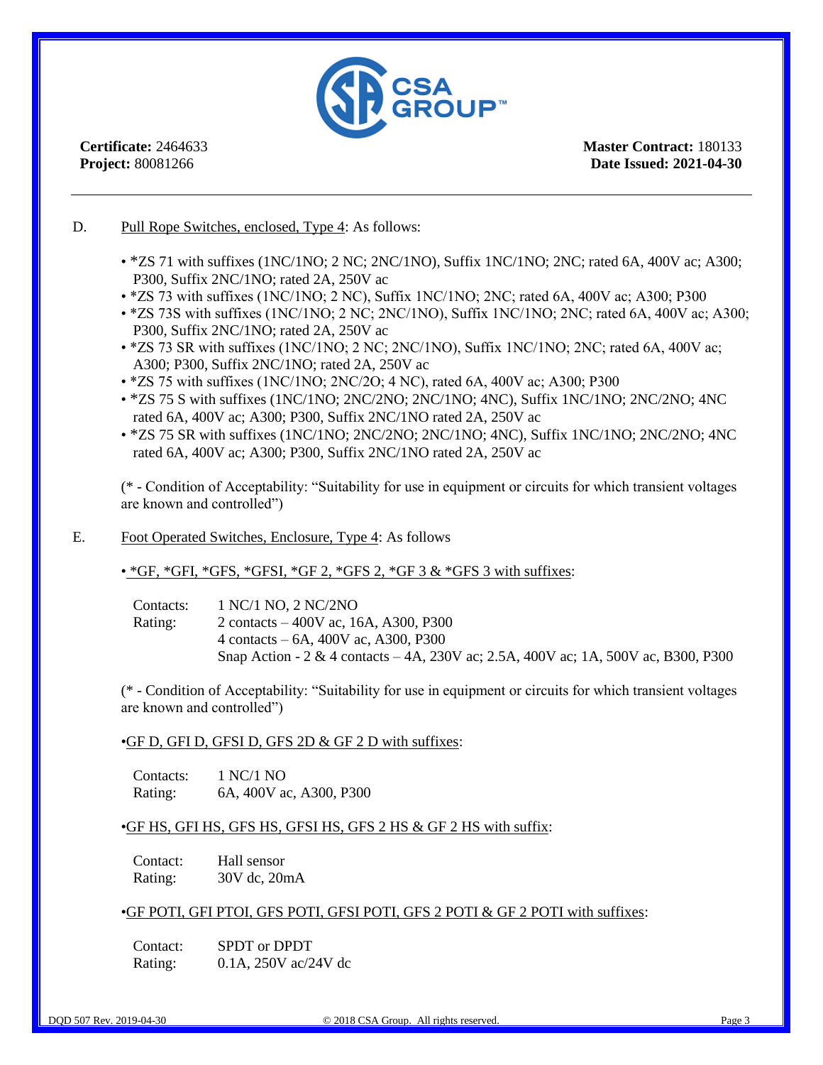**Certificate:** 2464633
**Project:** 80081266

**Master Contract:** 180133
**Date Issued: 2021-04-30**

---

D. Pull Rope Switches, enclosed, Type 4: As follows:

- *ZS 71 with suffixes (1NC/1NO; 2 NC; 2NC/1NO), Suffix 1NC/1NO; 2NC; rated 6A, 400V ac; A300; P300, Suffix 2NC/1NO; rated 2A, 250V ac
- *ZS 73 with suffixes (1NC/1NO; 2 NC), Suffix 1NC/1NO; 2NC; rated 6A, 400V ac; A300; P300
- *ZS 73S with suffixes (1NC/1NO; 2 NC; 2NC/1NO), Suffix 1NC/1NO; 2NC; rated 6A, 400V ac; A300; P300, Suffix 2NC/1NO; rated 2A, 250V ac
- *ZS 73 SR with suffixes (1NC/1NO; 2 NC; 2NC/1NO), Suffix 1NC/1NO; 2NC; rated 6A, 400V ac; A300; P300, Suffix 2NC/1NO; rated 2A, 250V ac
- *ZS 75 with suffixes (1NC/1NO; 2NC/2O; 4 NC), rated 6A, 400V ac; A300; P300
- *ZS 75 S with suffixes (1NC/1NO; 2NC/2NO; 2NC/1NO; 4NC), Suffix 1NC/1NO; 2NC/2NO; 4NC rated 6A, 400V ac; A300; P300, Suffix 2NC/1NO rated 2A, 250V ac
- *ZS 75 SR with suffixes (1NC/1NO; 2NC/2NO; 2NC/1NO; 4NC), Suffix 1NC/1NO; 2NC/2NO; 4NC rated 6A, 400V ac; A300; P300, Suffix 2NC/1NO rated 2A, 250V ac

(* - Condition of Acceptability: "Suitability for use in equipment or circuits for which transient voltages are known and controlled")

E. Foot Operated Switches, Enclosure, Type 4: As follows

- *GF, *GFI, *GFS, *GFSI, *GF 2, *GFS 2, *GF 3 & *GFS 3 with suffixes:

Contacts: 1 NC/1 NO, 2 NC/2NO
Rating: 2 contacts – 400V ac, 16A, A300, P300
4 contacts – 6A, 400V ac, A300, P300
Snap Action - 2 & 4 contacts – 4A, 230V ac; 2.5A, 400V ac; 1A, 500V ac, B300, P300

(* - Condition of Acceptability: "Suitability for use in equipment or circuits for which transient voltages are known and controlled")

- GF D, GFI D, GFSI D, GFS 2D & GF 2 D with suffixes:

Contacts: 1 NC/1 NO
Rating: 6A, 400V ac, A300, P300

- GF HS, GFI HS, GFS HS, GFSI HS, GFS 2 HS & GF 2 HS with suffix:

Contact: Hall sensor
Rating: 30V dc, 20mA

- GF POTI, GFI PTOI, GFS POTI, GFSI POTI, GFS 2 POTI & GF 2 POTI with suffixes:

Contact: SPDT or DPDT
Rating: 0.1A, 250V ac/24V dc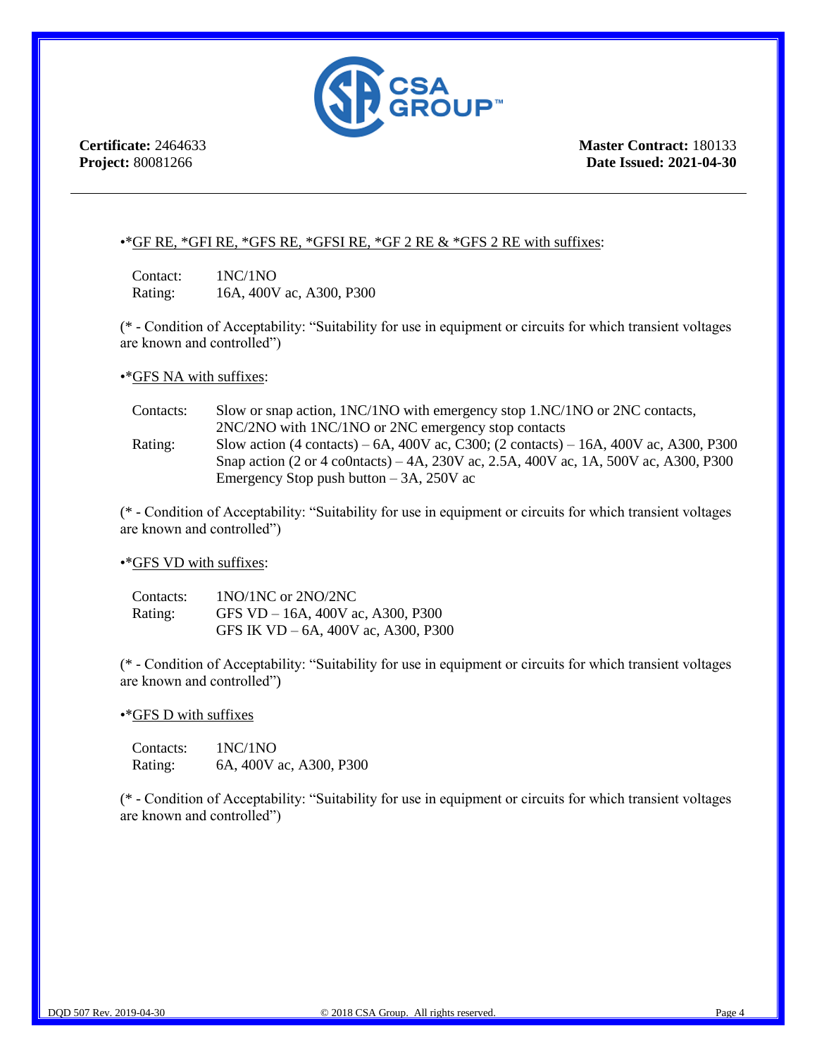**Certificate:** 2464633
**Project:** 80081266

**Master Contract:** 180133
**Date Issued: 2021-04-30**

---

•*GF RE, *GFI RE, *GFS RE, *GFSI RE, *GF 2 RE & *GFS 2 RE with suffixes:

Contact: 1NC/1NO
Rating: 16A, 400V ac, A300, P300

(* - Condition of Acceptability: "Suitability for use in equipment or circuits for which transient voltages are known and controlled")

•*GFS NA with suffixes:

Contacts: Slow or snap action, 1NC/1NO with emergency stop 1.NC/1NO or 2NC contacts, 2NC/2NO with 1NC/1NO or 2NC emergency stop contacts
Rating: Slow action (4 contacts) – 6A, 400V ac, C300; (2 contacts) – 16A, 400V ac, A300, P300
Snap action (2 or 4 co0ntacts) – 4A, 230V ac, 2.5A, 400V ac, 1A, 500V ac, A300, P300
Emergency Stop push button – 3A, 250V ac

(* - Condition of Acceptability: "Suitability for use in equipment or circuits for which transient voltages are known and controlled")

•*GFS VD with suffixes:

Contacts: 1NO/1NC or 2NO/2NC
Rating: GFS VD – 16A, 400V ac, A300, P300
GFS IK VD – 6A, 400V ac, A300, P300

(* - Condition of Acceptability: "Suitability for use in equipment or circuits for which transient voltages are known and controlled")

•*GFS D with suffixes

Contacts: 1NC/1NO
Rating: 6A, 400V ac, A300, P300

(* - Condition of Acceptability: "Suitability for use in equipment or circuits for which transient voltages are known and controlled")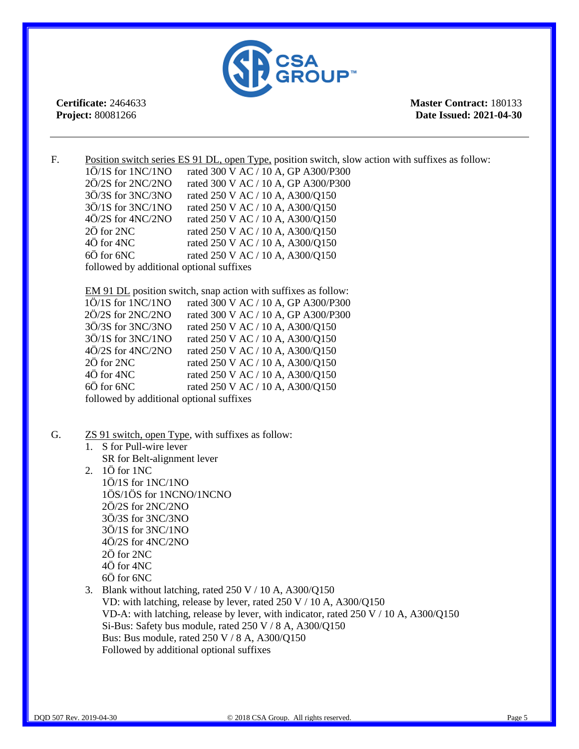**Certificate:** 2464633
**Project:** 80081266

**Master Contract:** 180133
**Date Issued: 2021-04-30**

---

F. <u>Position switch series ES 91 DL, open Type,</u> position switch, slow action with suffixes as follow:

| | |
|---|---|
| 1Ö/1S for 1NC/1NO | rated 300 V AC / 10 A, GP A300/P300 |
| 2Ö/2S for 2NC/2NO | rated 300 V AC / 10 A, GP A300/P300 |
| 3Ö/3S for 3NC/3NO | rated 250 V AC / 10 A, A300/Q150 |
| 3Ö/1S for 3NC/1NO | rated 250 V AC / 10 A, A300/Q150 |
| 4Ö/2S for 4NC/2NO | rated 250 V AC / 10 A, A300/Q150 |
| 2Ö for 2NC | rated 250 V AC / 10 A, A300/Q150 |
| 4Ö for 4NC | rated 250 V AC / 10 A, A300/Q150 |
| 6Ö for 6NC | rated 250 V AC / 10 A, A300/Q150 |

followed by additional optional suffixes

<u>EM 91 DL</u> position switch, snap action with suffixes as follow:

| | |
|---|---|
| 1Ö/1S for 1NC/1NO | rated 300 V AC / 10 A, GP A300/P300 |
| 2Ö/2S for 2NC/2NO | rated 300 V AC / 10 A, GP A300/P300 |
| 3Ö/3S for 3NC/3NO | rated 250 V AC / 10 A, A300/Q150 |
| 3Ö/1S for 3NC/1NO | rated 250 V AC / 10 A, A300/Q150 |
| 4Ö/2S for 4NC/2NO | rated 250 V AC / 10 A, A300/Q150 |
| 2Ö for 2NC | rated 250 V AC / 10 A, A300/Q150 |
| 4Ö for 4NC | rated 250 V AC / 10 A, A300/Q150 |
| 6Ö for 6NC | rated 250 V AC / 10 A, A300/Q150 |

followed by additional optional suffixes

G. <u>ZS 91 switch, open Type</u>, with suffixes as follow:

1. S for Pull-wire lever
   SR for Belt-alignment lever
2. 1Ö for 1NC
   1Ö/1S for 1NC/1NO
   1ÖS/1ÖS for 1NCNO/1NCNO
   2Ö/2S for 2NC/2NO
   3Ö/3S for 3NC/3NO
   3Ö/1S for 3NC/1NO
   4Ö/2S for 4NC/2NO
   2Ö for 2NC
   4Ö for 4NC
   6Ö for 6NC
3. Blank without latching, rated 250 V / 10 A, A300/Q150
   VD: with latching, release by lever, rated 250 V / 10 A, A300/Q150
   VD-A: with latching, release by lever, with indicator, rated 250 V / 10 A, A300/Q150
   Si-Bus: Safety bus module, rated 250 V / 8 A, A300/Q150
   Bus: Bus module, rated 250 V / 8 A, A300/Q150
   Followed by additional optional suffixes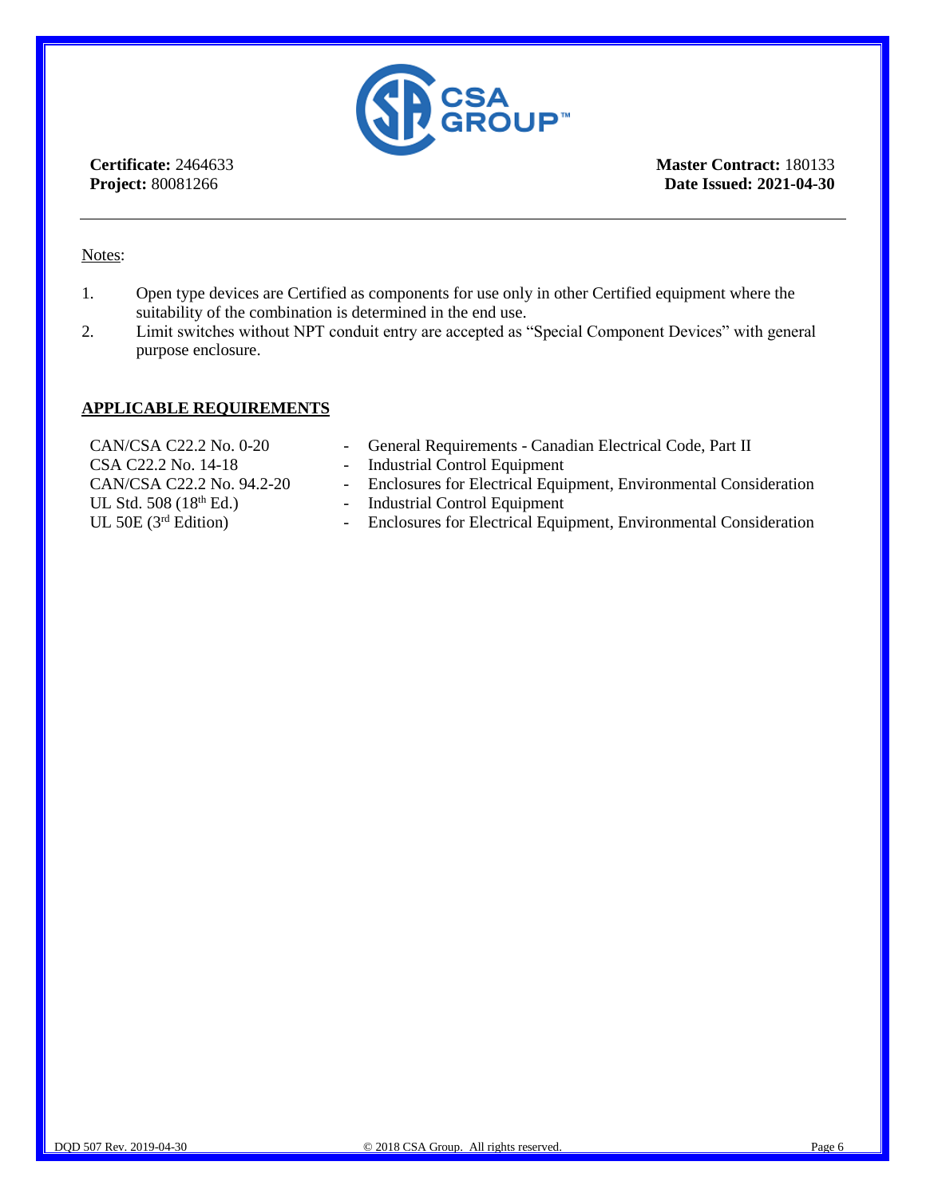**Certificate:** 2464633
**Project:** 80081266

**Master Contract:** 180133
**Date Issued: 2021-04-30**

Notes:

1. Open type devices are Certified as components for use only in other Certified equipment where the suitability of the combination is determined in the end use.
2. Limit switches without NPT conduit entry are accepted as "Special Component Devices" with general purpose enclosure.

## APPLICABLE REQUIREMENTS

| | | |
|---|---|---|
| CAN/CSA C22.2 No. 0-20 | - | General Requirements - Canadian Electrical Code, Part II |
| CSA C22.2 No. 14-18 | - | Industrial Control Equipment |
| CAN/CSA C22.2 No. 94.2-20 | - | Enclosures for Electrical Equipment, Environmental Consideration |
| UL Std. 508 (18th Ed.) | - | Industrial Control Equipment |
| UL 50E (3rd Edition) | - | Enclosures for Electrical Equipment, Environmental Consideration |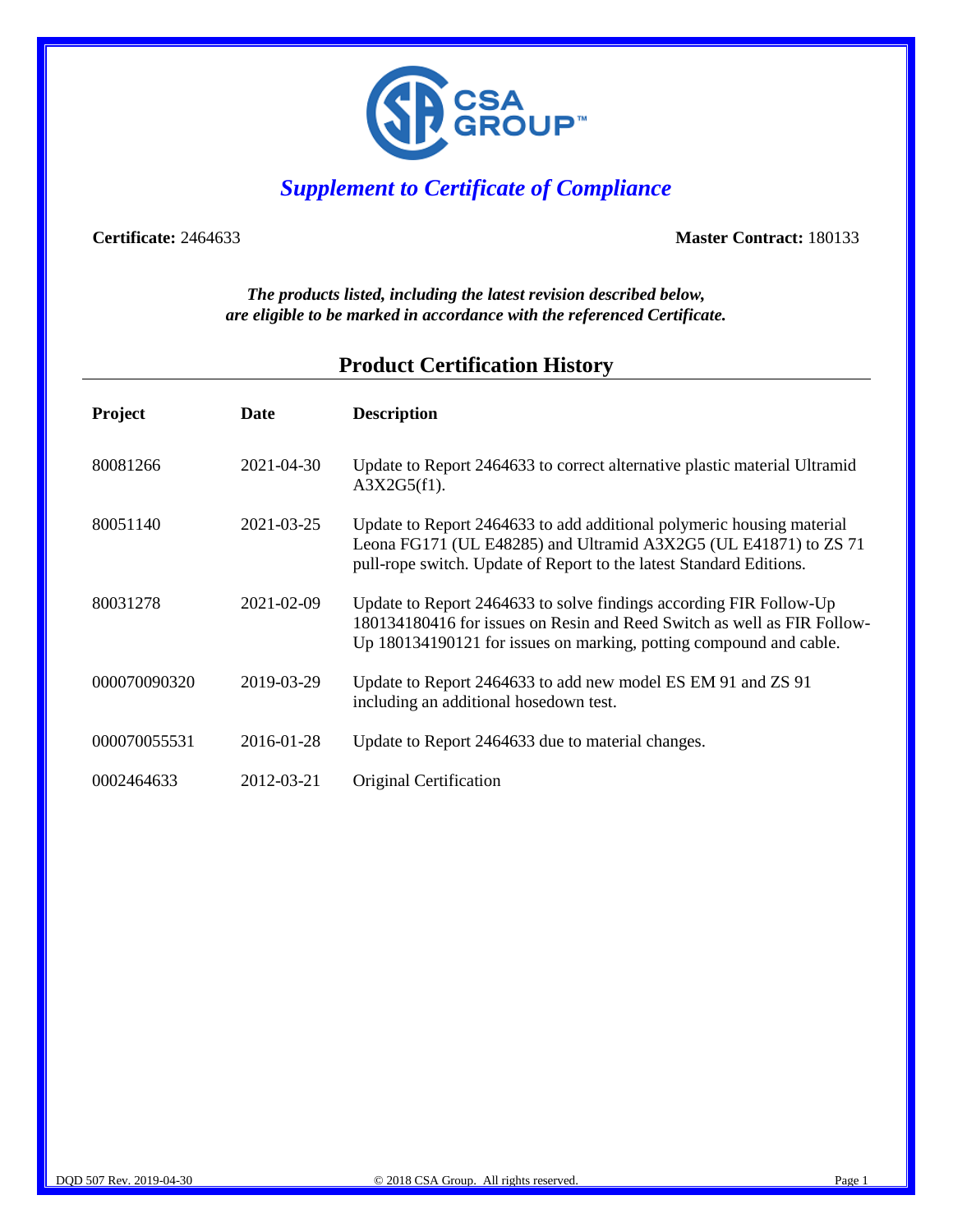# *Supplement to Certificate of Compliance*

**Certificate:** 2464633 **Master Contract:** 180133

***The products listed, including the latest revision described below, are eligible to be marked in accordance with the referenced Certificate.***

## Product Certification History

| Project | Date | Description |
|---|---|---|
| 80081266 | 2021-04-30 | Update to Report 2464633 to correct alternative plastic material Ultramid A3X2G5(f1). |
| 80051140 | 2021-03-25 | Update to Report 2464633 to add additional polymeric housing material Leona FG171 (UL E48285) and Ultramid A3X2G5 (UL E41871) to ZS 71 pull-rope switch. Update of Report to the latest Standard Editions. |
| 80031278 | 2021-02-09 | Update to Report 2464633 to solve findings according FIR Follow-Up 180134180416 for issues on Resin and Reed Switch as well as FIR Follow-Up 180134190121 for issues on marking, potting compound and cable. |
| 000070090320 | 2019-03-29 | Update to Report 2464633 to add new model ES EM 91 and ZS 91 including an additional hosedown test. |
| 000070055531 | 2016-01-28 | Update to Report 2464633 due to material changes. |
| 0002464633 | 2012-03-21 | Original Certification |

DQD 507 Rev. 2019-04-30 © 2018 CSA Group. All rights reserved.